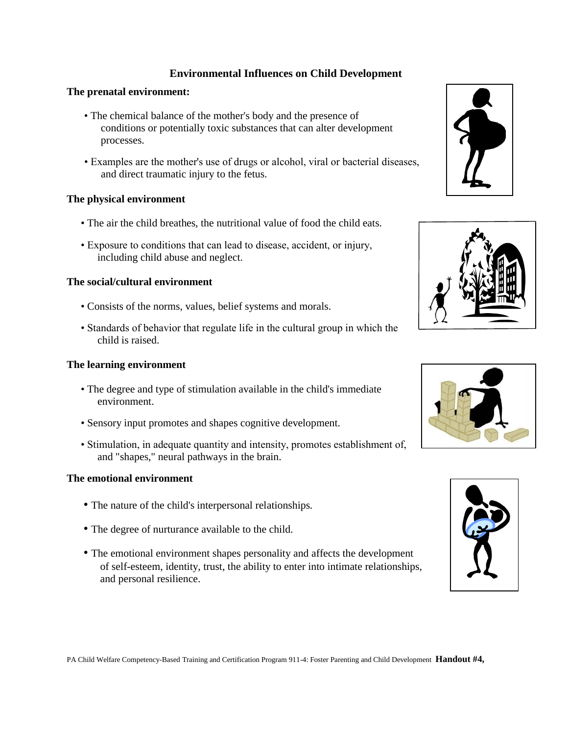## Environmental Influences on Child Development

**The prenatal environment:**

- The chemical balance of the mother's body and the presence of conditions or potentially toxic substances that can alter development processes.
- Examples are the mother's use of drugs or alcohol, viral or bacterial diseases, and direct traumatic injury to the fetus.

**The physical environment**

- The air the child breathes, the nutritional value of food the child eats.
- Exposure to conditions that can lead to disease, accident, or injury, including child abuse and neglect.

**The social/cultural environment**

- Consists of the norms, values, belief systems and morals.
- Standards of behavior that regulate life in the cultural group in which the child is raised.

**The learning environment**

- The degree and type of stimulation available in the child's immediate environment.
- Sensory input promotes and shapes cognitive development.
- Stimulation, in adequate quantity and intensity, promotes establishment of, and "shapes," neural pathways in the brain.

**The emotional environment**

- The nature of the child's interpersonal relationships.
- The degree of nurturance available to the child.
- The emotional environment shapes personality and affects the development of self-esteem, identity, trust, the ability to enter into intimate relationships, and personal resilience.

PA Child Welfare Competency-Based Training and Certification Program 911-4: Foster Parenting and Child Development **Handout #4,**